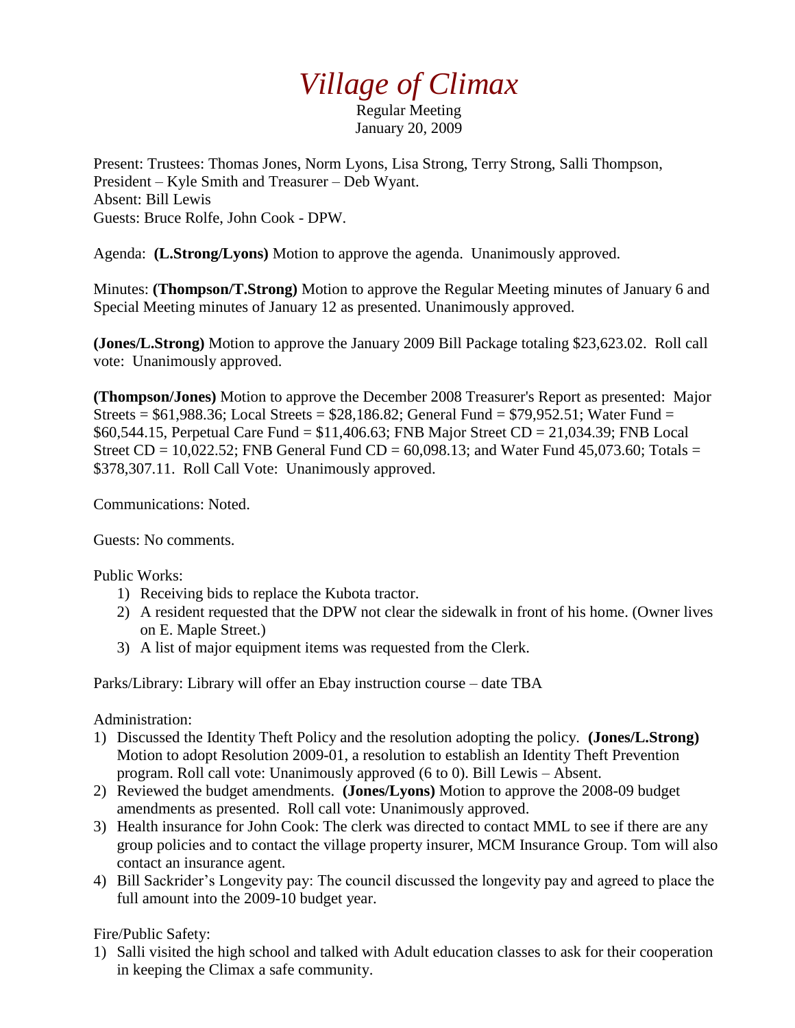# *Village of Climax*

Regular Meeting
January 20, 2009

Present: Trustees: Thomas Jones, Norm Lyons, Lisa Strong, Terry Strong, Salli Thompson, President – Kyle Smith and Treasurer – Deb Wyant.
Absent: Bill Lewis
Guests: Bruce Rolfe, John Cook - DPW.

Agenda: **(L.Strong/Lyons)** Motion to approve the agenda. Unanimously approved.

Minutes: **(Thompson/T.Strong)** Motion to approve the Regular Meeting minutes of January 6 and Special Meeting minutes of January 12 as presented. Unanimously approved.

**(Jones/L.Strong)** Motion to approve the January 2009 Bill Package totaling $23,623.02. Roll call vote: Unanimously approved.

**(Thompson/Jones)** Motion to approve the December 2008 Treasurer's Report as presented: Major Streets = $61,988.36; Local Streets = $28,186.82; General Fund = $79,952.51; Water Fund = $60,544.15, Perpetual Care Fund = $11,406.63; FNB Major Street CD = 21,034.39; FNB Local Street CD = 10,022.52; FNB General Fund CD = 60,098.13; and Water Fund 45,073.60; Totals = $378,307.11. Roll Call Vote: Unanimously approved.

Communications: Noted.

Guests: No comments.

Public Works:

1) Receiving bids to replace the Kubota tractor.
2) A resident requested that the DPW not clear the sidewalk in front of his home. (Owner lives on E. Maple Street.)
3) A list of major equipment items was requested from the Clerk.

Parks/Library: Library will offer an Ebay instruction course – date TBA

Administration:

1) Discussed the Identity Theft Policy and the resolution adopting the policy. **(Jones/L.Strong)** Motion to adopt Resolution 2009-01, a resolution to establish an Identity Theft Prevention program. Roll call vote: Unanimously approved (6 to 0). Bill Lewis – Absent.
2) Reviewed the budget amendments. **(Jones/Lyons)** Motion to approve the 2008-09 budget amendments as presented. Roll call vote: Unanimously approved.
3) Health insurance for John Cook: The clerk was directed to contact MML to see if there are any group policies and to contact the village property insurer, MCM Insurance Group. Tom will also contact an insurance agent.
4) Bill Sackrider's Longevity pay: The council discussed the longevity pay and agreed to place the full amount into the 2009-10 budget year.

Fire/Public Safety:

1) Salli visited the high school and talked with Adult education classes to ask for their cooperation in keeping the Climax a safe community.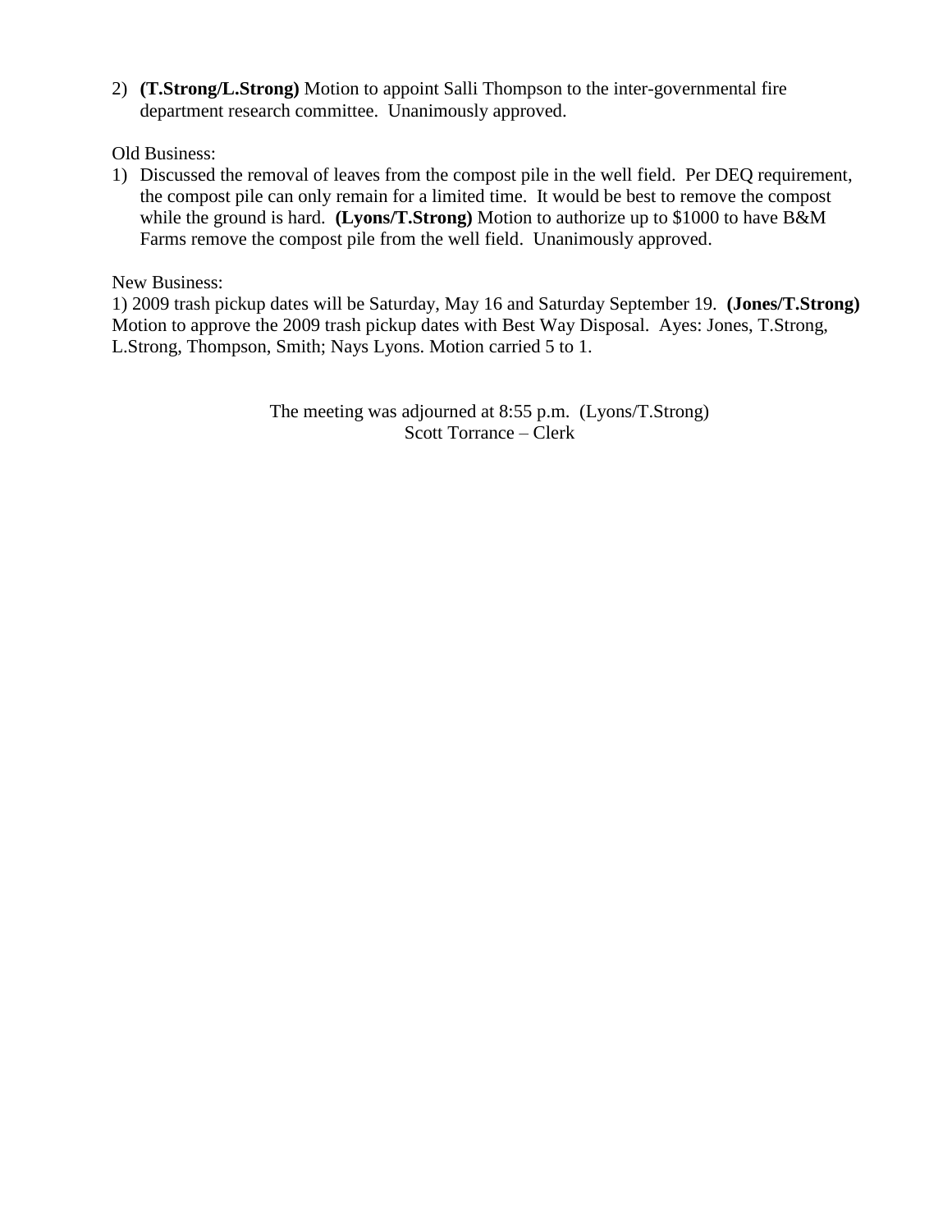2) **(T.Strong/L.Strong)** Motion to appoint Salli Thompson to the inter-governmental fire department research committee. Unanimously approved.

Old Business:

1) Discussed the removal of leaves from the compost pile in the well field. Per DEQ requirement, the compost pile can only remain for a limited time. It would be best to remove the compost while the ground is hard. **(Lyons/T.Strong)** Motion to authorize up to $1000 to have B&M Farms remove the compost pile from the well field. Unanimously approved.

New Business:

1) 2009 trash pickup dates will be Saturday, May 16 and Saturday September 19. **(Jones/T.Strong)** Motion to approve the 2009 trash pickup dates with Best Way Disposal. Ayes: Jones, T.Strong, L.Strong, Thompson, Smith; Nays Lyons. Motion carried 5 to 1.

The meeting was adjourned at 8:55 p.m. (Lyons/T.Strong)
Scott Torrance – Clerk